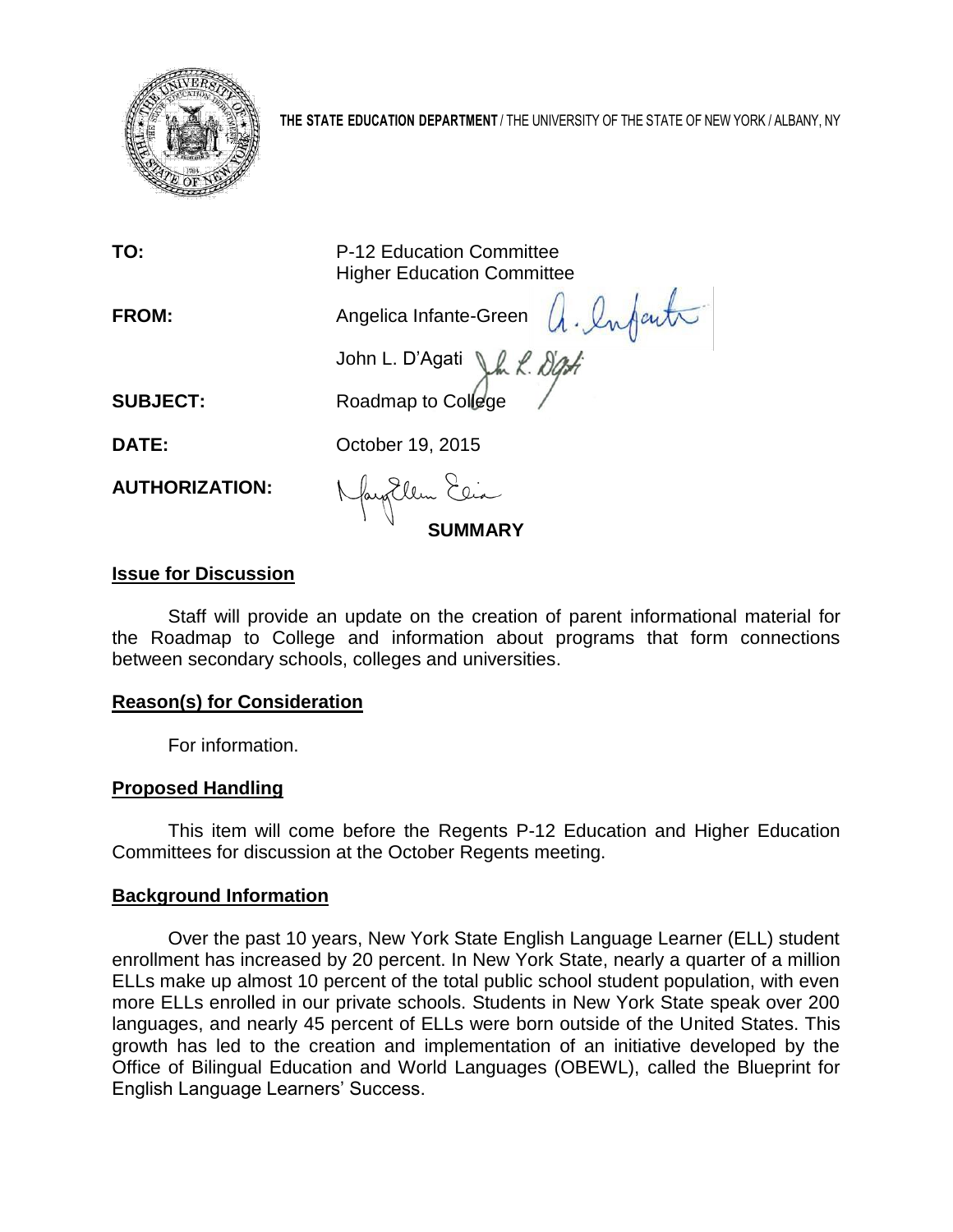**THE STATE EDUCATION DEPARTMENT** / THE UNIVERSITY OF THE STATE OF NEW YORK / ALBANY, NY

| | |
|---|---|
| **TO:** | P-12 Education Committee<br>Higher Education Committee |
| **FROM:** | Angelica Infante-Green<br>John L. D'Agati |
| **SUBJECT:** | Roadmap to College |
| **DATE:** | October 19, 2015 |
| **AUTHORIZATION:** | |

## SUMMARY

### Issue for Discussion

Staff will provide an update on the creation of parent informational material for the Roadmap to College and information about programs that form connections between secondary schools, colleges and universities.

### Reason(s) for Consideration

For information.

### Proposed Handling

This item will come before the Regents P-12 Education and Higher Education Committees for discussion at the October Regents meeting.

### Background Information

Over the past 10 years, New York State English Language Learner (ELL) student enrollment has increased by 20 percent. In New York State, nearly a quarter of a million ELLs make up almost 10 percent of the total public school student population, with even more ELLs enrolled in our private schools. Students in New York State speak over 200 languages, and nearly 45 percent of ELLs were born outside of the United States. This growth has led to the creation and implementation of an initiative developed by the Office of Bilingual Education and World Languages (OBEWL), called the Blueprint for English Language Learners' Success.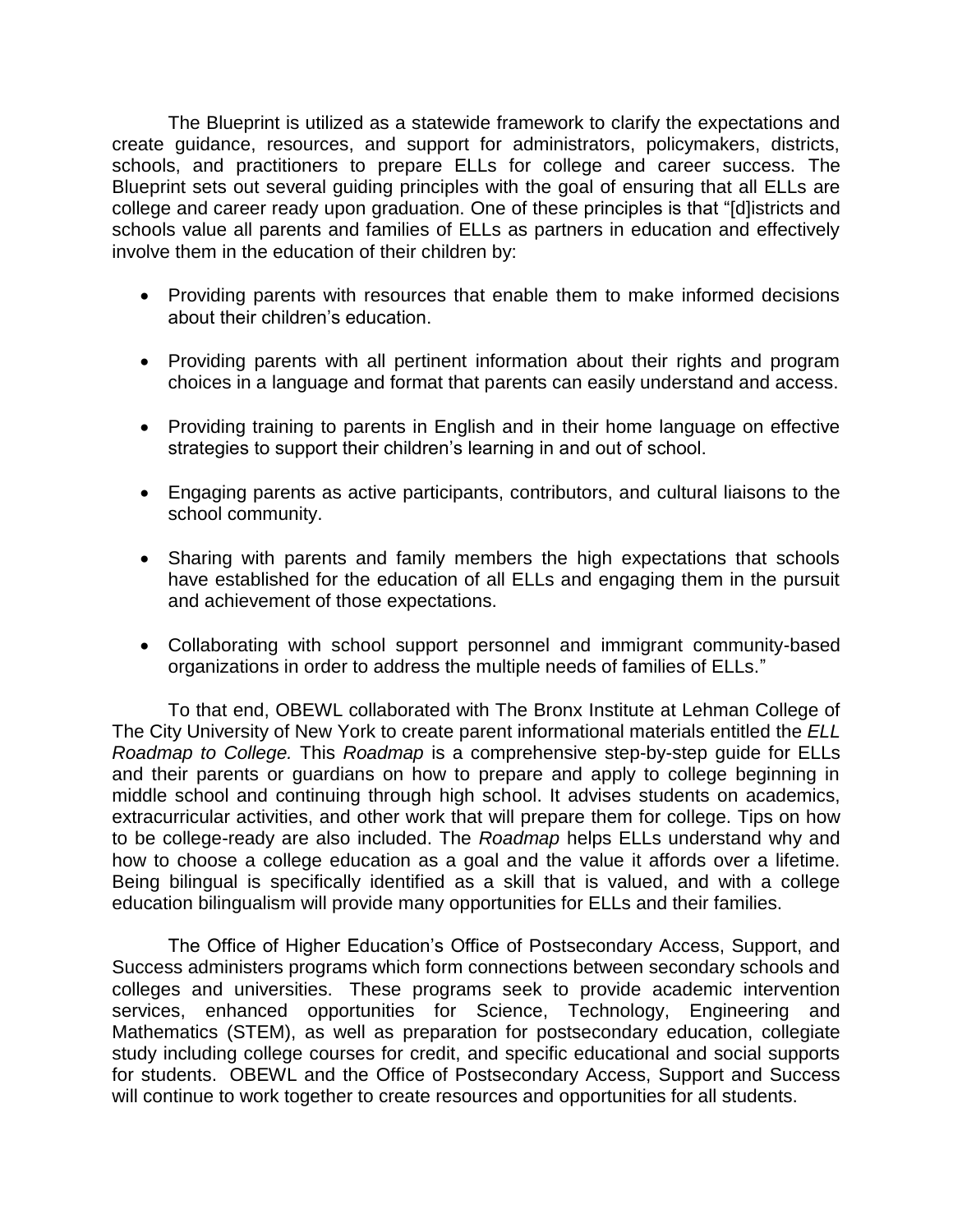The Blueprint is utilized as a statewide framework to clarify the expectations and create guidance, resources, and support for administrators, policymakers, districts, schools, and practitioners to prepare ELLs for college and career success. The Blueprint sets out several guiding principles with the goal of ensuring that all ELLs are college and career ready upon graduation. One of these principles is that "[d]istricts and schools value all parents and families of ELLs as partners in education and effectively involve them in the education of their children by:

- Providing parents with resources that enable them to make informed decisions about their children's education.
- Providing parents with all pertinent information about their rights and program choices in a language and format that parents can easily understand and access.
- Providing training to parents in English and in their home language on effective strategies to support their children's learning in and out of school.
- Engaging parents as active participants, contributors, and cultural liaisons to the school community.
- Sharing with parents and family members the high expectations that schools have established for the education of all ELLs and engaging them in the pursuit and achievement of those expectations.
- Collaborating with school support personnel and immigrant community-based organizations in order to address the multiple needs of families of ELLs."

To that end, OBEWL collaborated with The Bronx Institute at Lehman College of The City University of New York to create parent informational materials entitled the *ELL Roadmap to College.* This *Roadmap* is a comprehensive step-by-step guide for ELLs and their parents or guardians on how to prepare and apply to college beginning in middle school and continuing through high school. It advises students on academics, extracurricular activities, and other work that will prepare them for college. Tips on how to be college-ready are also included. The *Roadmap* helps ELLs understand why and how to choose a college education as a goal and the value it affords over a lifetime. Being bilingual is specifically identified as a skill that is valued, and with a college education bilingualism will provide many opportunities for ELLs and their families.

The Office of Higher Education's Office of Postsecondary Access, Support, and Success administers programs which form connections between secondary schools and colleges and universities. These programs seek to provide academic intervention services, enhanced opportunities for Science, Technology, Engineering and Mathematics (STEM), as well as preparation for postsecondary education, collegiate study including college courses for credit, and specific educational and social supports for students. OBEWL and the Office of Postsecondary Access, Support and Success will continue to work together to create resources and opportunities for all students.